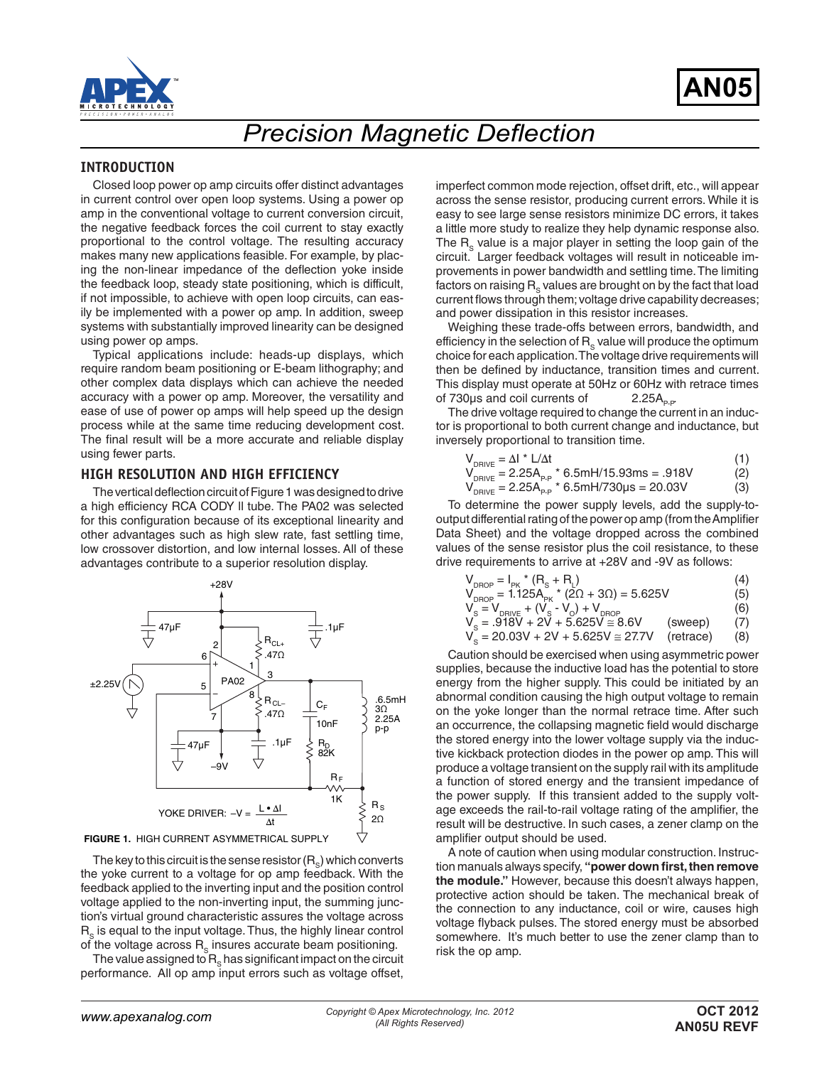# Precision Magnetic Deflection

## INTRODUCTION

Closed loop power op amp circuits offer distinct advantages in current control over open loop systems. Using a power op amp in the conventional voltage to current conversion circuit, the negative feedback forces the coil current to stay exactly proportional to the control voltage. The resulting accuracy makes many new applications feasible. For example, by placing the non-linear impedance of the deflection yoke inside the feedback loop, steady state positioning, which is difficult, if not impossible, to achieve with open loop circuits, can easily be implemented with a power op amp. In addition, sweep systems with substantially improved linearity can be designed using power op amps.

Typical applications include: heads-up displays, which require random beam positioning or E-beam lithography; and other complex data displays which can achieve the needed accuracy with a power op amp. Moreover, the versatility and ease of use of power op amps will help speed up the design process while at the same time reducing development cost. The final result will be a more accurate and reliable display using fewer parts.

## HIGH RESOLUTION AND HIGH EFFICIENCY

The vertical deflection circuit of Figure 1 was designed to drive a high efficiency RCA CODY II tube. The PA02 was selected for this configuration because of its exceptional linearity and other advantages such as high slew rate, fast settling time, low crossover distortion, and low internal losses. All of these advantages contribute to a superior resolution display.

**FIGURE 1.** HIGH CURRENT ASYMMETRICAL SUPPLY

The key to this circuit is the sense resistor ($R_S$) which converts the yoke current to a voltage for op amp feedback. With the feedback applied to the inverting input and the position control voltage applied to the non-inverting input, the summing junction's virtual ground characteristic assures the voltage across $R_S$ is equal to the input voltage. Thus, the highly linear control of the voltage across $R_S$ insures accurate beam positioning.

The value assigned to $R_S$ has significant impact on the circuit performance. All op amp input errors such as voltage offset, imperfect common mode rejection, offset drift, etc., will appear across the sense resistor, producing current errors. While it is easy to see large sense resistors minimize DC errors, it takes a little more study to realize they help dynamic response also. The $R_S$ value is a major player in setting the loop gain of the circuit. Larger feedback voltages will result in noticeable improvements in power bandwidth and settling time. The limiting factors on raising $R_S$ values are brought on by the fact that load current flows through them; voltage drive capability decreases; and power dissipation in this resistor increases.

Weighing these trade-offs between errors, bandwidth, and efficiency in the selection of $R_S$ value will produce the optimum choice for each application. The voltage drive requirements will then be defined by inductance, transition times and current. This display must operate at 50Hz or 60Hz with retrace times of 730µs and coil currents of 2.25$A_{P-P}$.

The drive voltage required to change the current in an inductor is proportional to both current change and inductance, but inversely proportional to transition time.

$$V_{DRIVE} = \Delta I * L/\Delta t \quad (1)$$

$$V_{DRIVE} = 2.25A_{P-P} * 6.5mH/15.93ms = .918V \quad (2)$$

$$V_{DRIVE} = 2.25A_{P-P} * 6.5mH/730\mu s = 20.03V \quad (3)$$

To determine the power supply levels, add the supply-to-output differential rating of the power op amp (from the Amplifier Data Sheet) and the voltage dropped across the combined values of the sense resistor plus the coil resistance, to these drive requirements to arrive at +28V and -9V as follows:

$$V_{DROP} = I_{PK} * (R_S + R_L) \quad (4)$$

$$V_{DROP} = 1.125A_{PK} * (2\Omega + 3\Omega) = 5.625V \quad (5)$$

$$V_S = V_{DRIVE} + (V_S - V_O) + V_{DROP} \quad (6)$$

$$V_S = .918V + 2V + 5.625V \cong 8.6V \quad \text{(sweep)} \quad (7)$$

$$V_S = 20.03V + 2V + 5.625V \cong 27.7V \quad \text{(retrace)} \quad (8)$$

Caution should be exercised when using asymmetric power supplies, because the inductive load has the potential to store energy from the higher supply. This could be initiated by an abnormal condition causing the high output voltage to remain on the yoke longer than the normal retrace time. After such an occurrence, the collapsing magnetic field would discharge the stored energy into the lower voltage supply via the inductive kickback protection diodes in the power op amp. This will produce a voltage transient on the supply rail with its amplitude a function of stored energy and the transient impedance of the power supply. If this transient added to the supply voltage exceeds the rail-to-rail voltage rating of the amplifier, the result will be destructive. In such cases, a zener clamp on the amplifier output should be used.

A note of caution when using modular construction. Instruction manuals always specify, **"power down first, then remove the module."** However, because this doesn't always happen, protective action should be taken. The mechanical break of the connection to any inductance, coil or wire, causes high voltage flyback pulses. The stored energy must be absorbed somewhere. It's much better to use the zener clamp than to risk the op amp.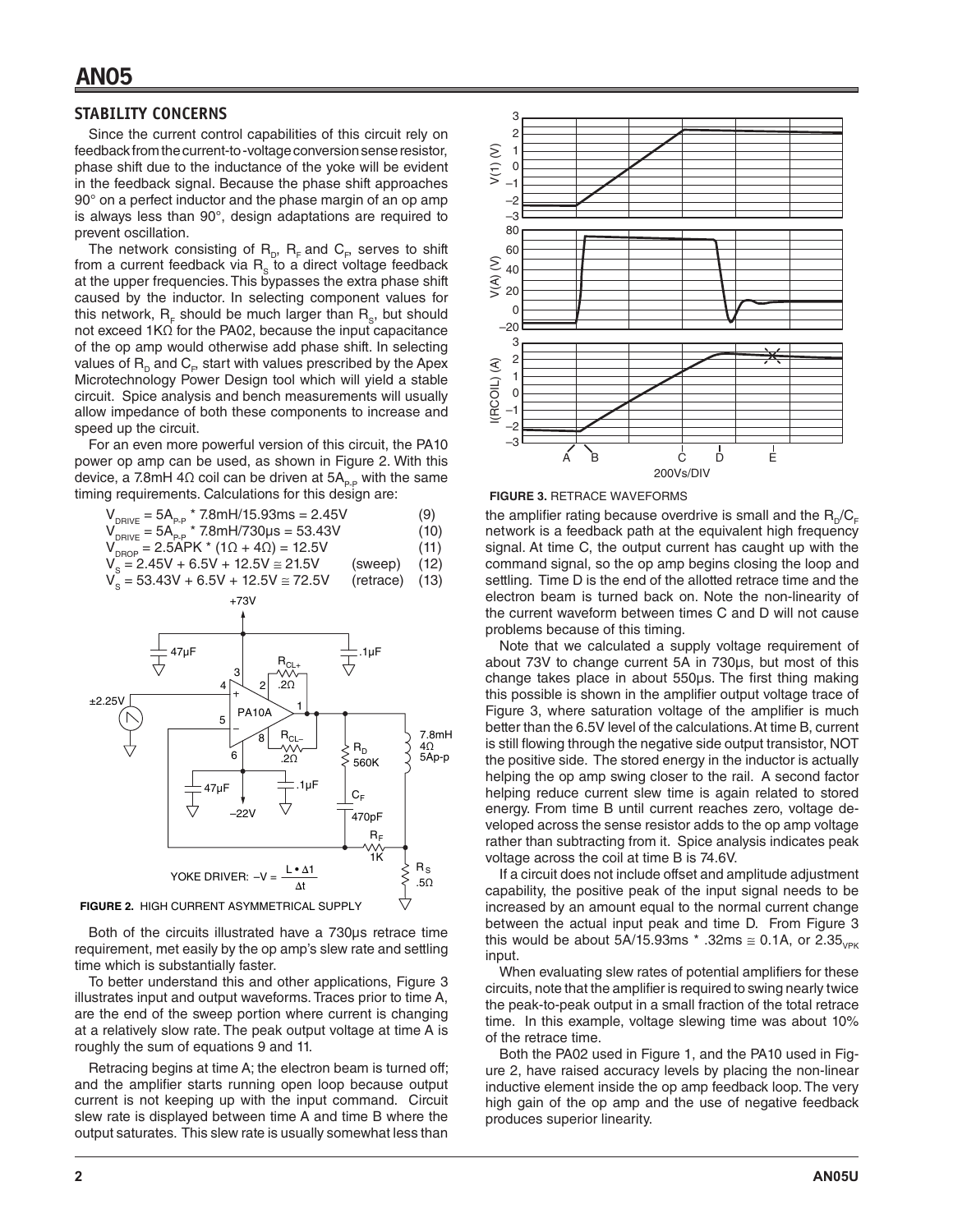## STABILITY CONCERNS

Since the current control capabilities of this circuit rely on feedback from the current-to-voltage conversion sense resistor, phase shift due to the inductance of the yoke will be evident in the feedback signal. Because the phase shift approaches 90° on a perfect inductor and the phase margin of an op amp is always less than 90°, design adaptations are required to prevent oscillation.

The network consisting of $R_D$, $R_F$ and $C_F$, serves to shift from a current feedback via $R_S$ to a direct voltage feedback at the upper frequencies. This bypasses the extra phase shift caused by the inductor. In selecting component values for this network, $R_F$ should be much larger than $R_S$, but should not exceed 1KΩ for the PA02, because the input capacitance of the op amp would otherwise add phase shift. In selecting values of $R_D$ and $C_F$, start with values prescribed by the Apex Microtechnology Power Design tool which will yield a stable circuit. Spice analysis and bench measurements will usually allow impedance of both these components to increase and speed up the circuit.

For an even more powerful version of this circuit, the PA10 power op amp can be used, as shown in Figure 2. With this device, a 7.8mH 4Ω coil can be driven at $5A_{P-P}$ with the same timing requirements. Calculations for this design are:

$$V_{DRIVE} = 5A_{P-P} * 7.8mH/15.93ms = 2.45V \quad (9)$$

$$V_{DRIVE} = 5A_{P-P} * 7.8mH/730\mu s = 53.43V \quad (10)$$

$$V_{DROP} = 2.5APK * (1\Omega + 4\Omega) = 12.5V \quad (11)$$

$$V_S = 2.45V + 6.5V + 12.5V \cong 21.5V \quad \text{(sweep)} \quad (12)$$

$$V_S = 53.43V + 6.5V + 12.5V \cong 72.5V \quad \text{(retrace)} \quad (13)$$

**FIGURE 2.** HIGH CURRENT ASYMMETRICAL SUPPLY

Both of the circuits illustrated have a 730μs retrace time requirement, met easily by the op amp's slew rate and settling time which is substantially faster.

To better understand this and other applications, Figure 3 illustrates input and output waveforms. Traces prior to time A, are the end of the sweep portion where current is changing at a relatively slow rate. The peak output voltage at time A is roughly the sum of equations 9 and 11.

Retracing begins at time A; the electron beam is turned off; and the amplifier starts running open loop because output current is not keeping up with the input command. Circuit slew rate is displayed between time A and time B where the output saturates. This slew rate is usually somewhat less than the amplifier rating because overdrive is small and the $R_D/C_F$ network is a feedback path at the equivalent high frequency signal. At time C, the output current has caught up with the command signal, so the op amp begins closing the loop and settling. Time D is the end of the allotted retrace time and the electron beam is turned back on. Note the non-linearity of the current waveform between times C and D will not cause problems because of this timing.

**FIGURE 3.** RETRACE WAVEFORMS

Note that we calculated a supply voltage requirement of about 73V to change current 5A in 730μs, but most of this change takes place in about 550μs. The first thing making this possible is shown in the amplifier output voltage trace of Figure 3, where saturation voltage of the amplifier is much better than the 6.5V level of the calculations. At time B, current is still flowing through the negative side output transistor, NOT the positive side. The stored energy in the inductor is actually helping the op amp swing closer to the rail. A second factor helping reduce current slew time is again related to stored energy. From time B until current reaches zero, voltage developed across the sense resistor adds to the op amp voltage rather than subtracting from it. Spice analysis indicates peak voltage across the coil at time B is 74.6V.

If a circuit does not include offset and amplitude adjustment capability, the positive peak of the input signal needs to be increased by an amount equal to the normal current change between the actual input peak and time D. From Figure 3 this would be about 5A/15.93ms * .32ms ≅ 0.1A, or $2.35_{VPK}$ input.

When evaluating slew rates of potential amplifiers for these circuits, note that the amplifier is required to swing nearly twice the peak-to-peak output in a small fraction of the total retrace time. In this example, voltage slewing time was about 10% of the retrace time.

Both the PA02 used in Figure 1, and the PA10 used in Figure 2, have raised accuracy levels by placing the non-linear inductive element inside the op amp feedback loop. The very high gain of the op amp and the use of negative feedback produces superior linearity.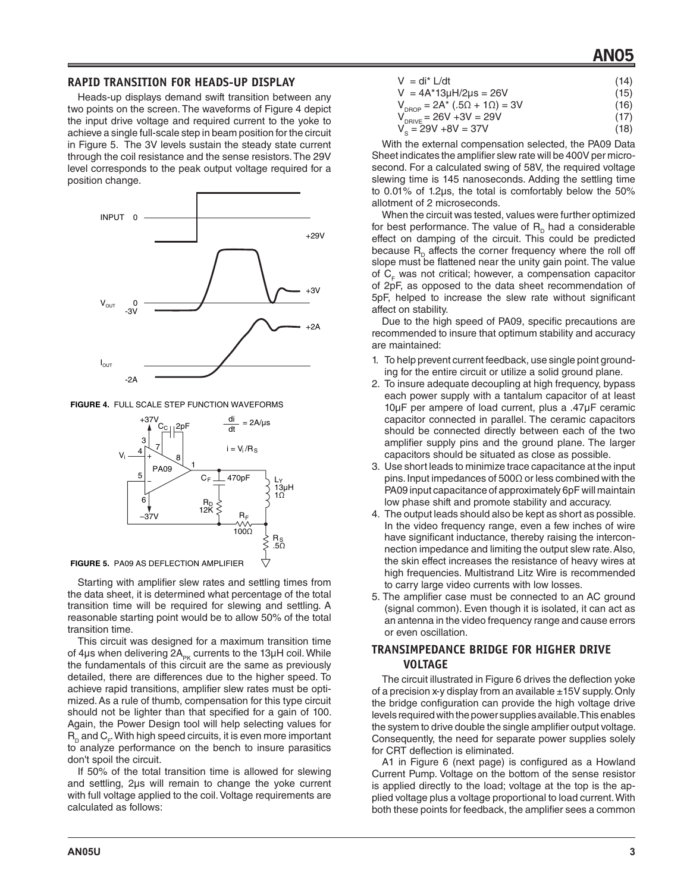## RAPID TRANSITION FOR HEADS-UP DISPLAY

Heads-up displays demand swift transition between any two points on the screen. The waveforms of Figure 4 depict the input drive voltage and required current to the yoke to achieve a single full-scale step in beam position for the circuit in Figure 5. The 3V levels sustain the steady state current through the coil resistance and the sense resistors. The 29V level corresponds to the peak output voltage required for a position change.

**FIGURE 4.** FULL SCALE STEP FUNCTION WAVEFORMS

**FIGURE 5.** PA09 AS DEFLECTION AMPLIFIER

Starting with amplifier slew rates and settling times from the data sheet, it is determined what percentage of the total transition time will be required for slewing and settling. A reasonable starting point would be to allow 50% of the total transition time.

This circuit was designed for a maximum transition time of 4µs when delivering $2A_{PK}$ currents to the 13µH coil. While the fundamentals of this circuit are the same as previously detailed, there are differences due to the higher speed. To achieve rapid transitions, amplifier slew rates must be optimized. As a rule of thumb, compensation for this type circuit should not be lighter than that specified for a gain of 100. Again, the Power Design tool will help selecting values for $R_D$ and $C_F$. With high speed circuits, it is even more important to analyze performance on the bench to insure parasitics don't spoil the circuit.

If 50% of the total transition time is allowed for slewing and settling, 2µs will remain to change the yoke current with full voltage applied to the coil. Voltage requirements are calculated as follows:

$$V = di^{*}\ L/dt \quad (14)$$

$$V = 4A^{*}13\mu H/2\mu s = 26V \quad (15)$$

$$V_{DROP} = 2A^{*}\ (.5\Omega + 1\Omega) = 3V \quad (16)$$

$$V_{DRIVE} = 26V + 3V = 29V \quad (17)$$

$$V_S = 29V + 8V = 37V \quad (18)$$

With the external compensation selected, the PA09 Data Sheet indicates the amplifier slew rate will be 400V per microsecond. For a calculated swing of 58V, the required voltage slewing time is 145 nanoseconds. Adding the settling time to 0.01% of 1.2µs, the total is comfortably below the 50% allotment of 2 microseconds.

When the circuit was tested, values were further optimized for best performance. The value of $R_D$ had a considerable effect on damping of the circuit. This could be predicted because $R_D$ affects the corner frequency where the roll off slope must be flattened near the unity gain point. The value of $C_F$ was not critical; however, a compensation capacitor of 2pF, as opposed to the data sheet recommendation of 5pF, helped to increase the slew rate without significant affect on stability.

Due to the high speed of PA09, specific precautions are recommended to insure that optimum stability and accuracy are maintained:

1. To help prevent current feedback, use single point grounding for the entire circuit or utilize a solid ground plane.
2. To insure adequate decoupling at high frequency, bypass each power supply with a tantalum capacitor of at least 10µF per ampere of load current, plus a .47µF ceramic capacitor connected in parallel. The ceramic capacitors should be connected directly between each of the two amplifier supply pins and the ground plane. The larger capacitors should be situated as close as possible.
3. Use short leads to minimize trace capacitance at the input pins. Input impedances of 500Ω or less combined with the PA09 input capacitance of approximately 6pF will maintain low phase shift and promote stability and accuracy.
4. The output leads should also be kept as short as possible. In the video frequency range, even a few inches of wire have significant inductance, thereby raising the interconnection impedance and limiting the output slew rate. Also, the skin effect increases the resistance of heavy wires at high frequencies. Multistrand Litz Wire is recommended to carry large video currents with low losses.
5. The amplifier case must be connected to an AC ground (signal common). Even though it is isolated, it can act as an antenna in the video frequency range and cause errors or even oscillation.

## TRANSIMPEDANCE BRIDGE FOR HIGHER DRIVE VOLTAGE

The circuit illustrated in Figure 6 drives the deflection yoke of a precision x-y display from an available ±15V supply. Only the bridge configuration can provide the high voltage drive levels required with the power supplies available. This enables the system to drive double the single amplifier output voltage. Consequently, the need for separate power supplies solely for CRT deflection is eliminated.

A1 in Figure 6 (next page) is configured as a Howland Current Pump. Voltage on the bottom of the sense resistor is applied directly to the load; voltage at the top is the applied voltage plus a voltage proportional to load current. With both these points for feedback, the amplifier sees a common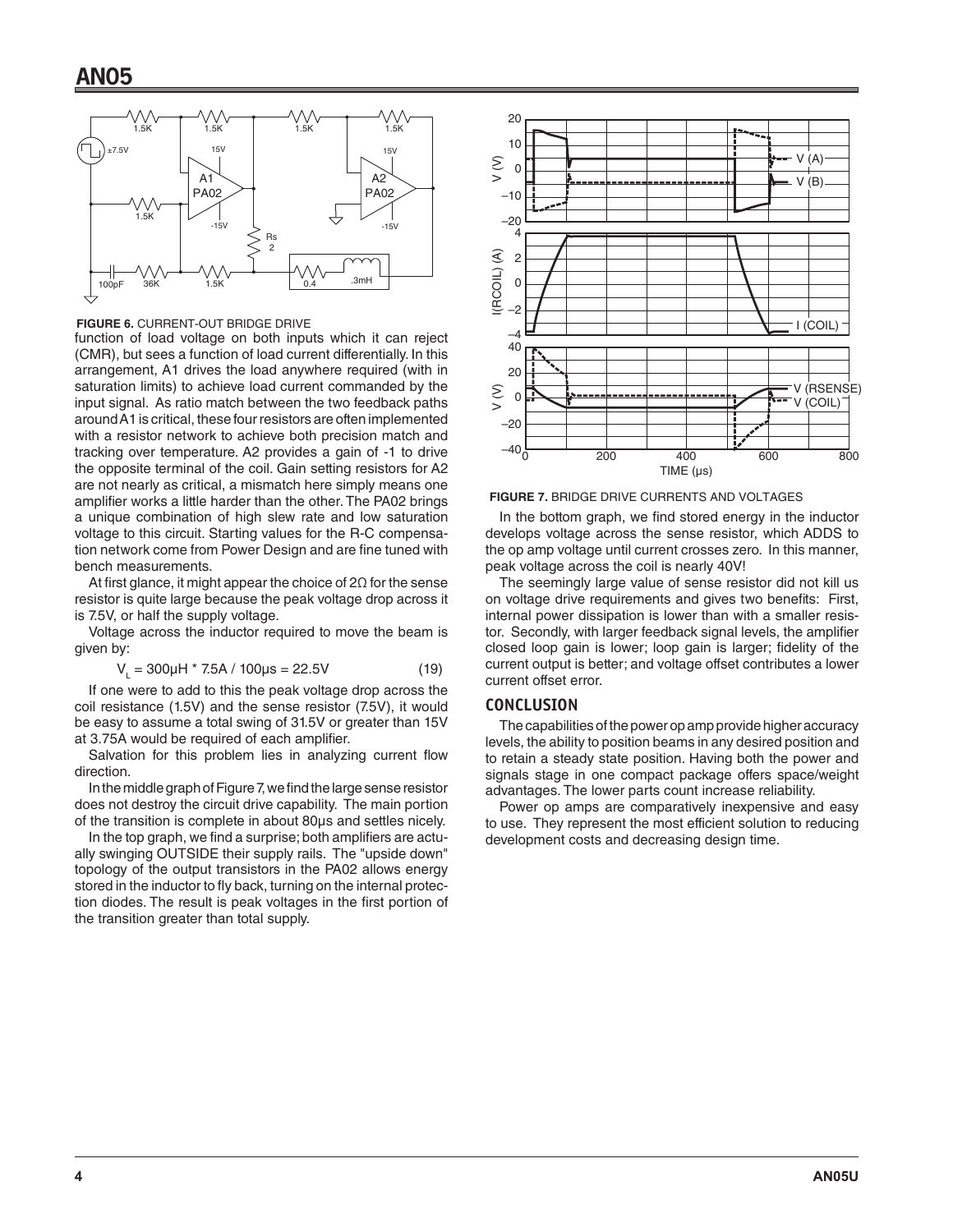**FIGURE 6.** CURRENT-OUT BRIDGE DRIVE

function of load voltage on both inputs which it can reject (CMR), but sees a function of load current differentially. In this arrangement, A1 drives the load anywhere required (with in saturation limits) to achieve load current commanded by the input signal. As ratio match between the two feedback paths around A1 is critical, these four resistors are often implemented with a resistor network to achieve both precision match and tracking over temperature. A2 provides a gain of -1 to drive the opposite terminal of the coil. Gain setting resistors for A2 are not nearly as critical, a mismatch here simply means one amplifier works a little harder than the other. The PA02 brings a unique combination of high slew rate and low saturation voltage to this circuit. Starting values for the R-C compensation network come from Power Design and are fine tuned with bench measurements.

At first glance, it might appear the choice of 2Ω for the sense resistor is quite large because the peak voltage drop across it is 7.5V, or half the supply voltage.

Voltage across the inductor required to move the beam is given by:

$$V_L = 300\mu H * 7.5A / 100\mu s = 22.5V \quad (19)$$

If one were to add to this the peak voltage drop across the coil resistance (1.5V) and the sense resistor (7.5V), it would be easy to assume a total swing of 31.5V or greater than 15V at 3.75A would be required of each amplifier.

Salvation for this problem lies in analyzing current flow direction.

In the middle graph of Figure 7, we find the large sense resistor does not destroy the circuit drive capability. The main portion of the transition is complete in about 80µs and settles nicely.

In the top graph, we find a surprise; both amplifiers are actually swinging OUTSIDE their supply rails. The "upside down" topology of the output transistors in the PA02 allows energy stored in the inductor to fly back, turning on the internal protection diodes. The result is peak voltages in the first portion of the transition greater than total supply.

**FIGURE 7.** BRIDGE DRIVE CURRENTS AND VOLTAGES

In the bottom graph, we find stored energy in the inductor develops voltage across the sense resistor, which ADDS to the op amp voltage until current crosses zero. In this manner, peak voltage across the coil is nearly 40V!

The seemingly large value of sense resistor did not kill us on voltage drive requirements and gives two benefits: First, internal power dissipation is lower than with a smaller resistor. Secondly, with larger feedback signal levels, the amplifier closed loop gain is lower; loop gain is larger; fidelity of the current output is better; and voltage offset contributes a lower current offset error.

## CONCLUSION

The capabilities of the power op amp provide higher accuracy levels, the ability to position beams in any desired position and to retain a steady state position. Having both the power and signals stage in one compact package offers space/weight advantages. The lower parts count increase reliability.

Power op amps are comparatively inexpensive and easy to use. They represent the most efficient solution to reducing development costs and decreasing design time.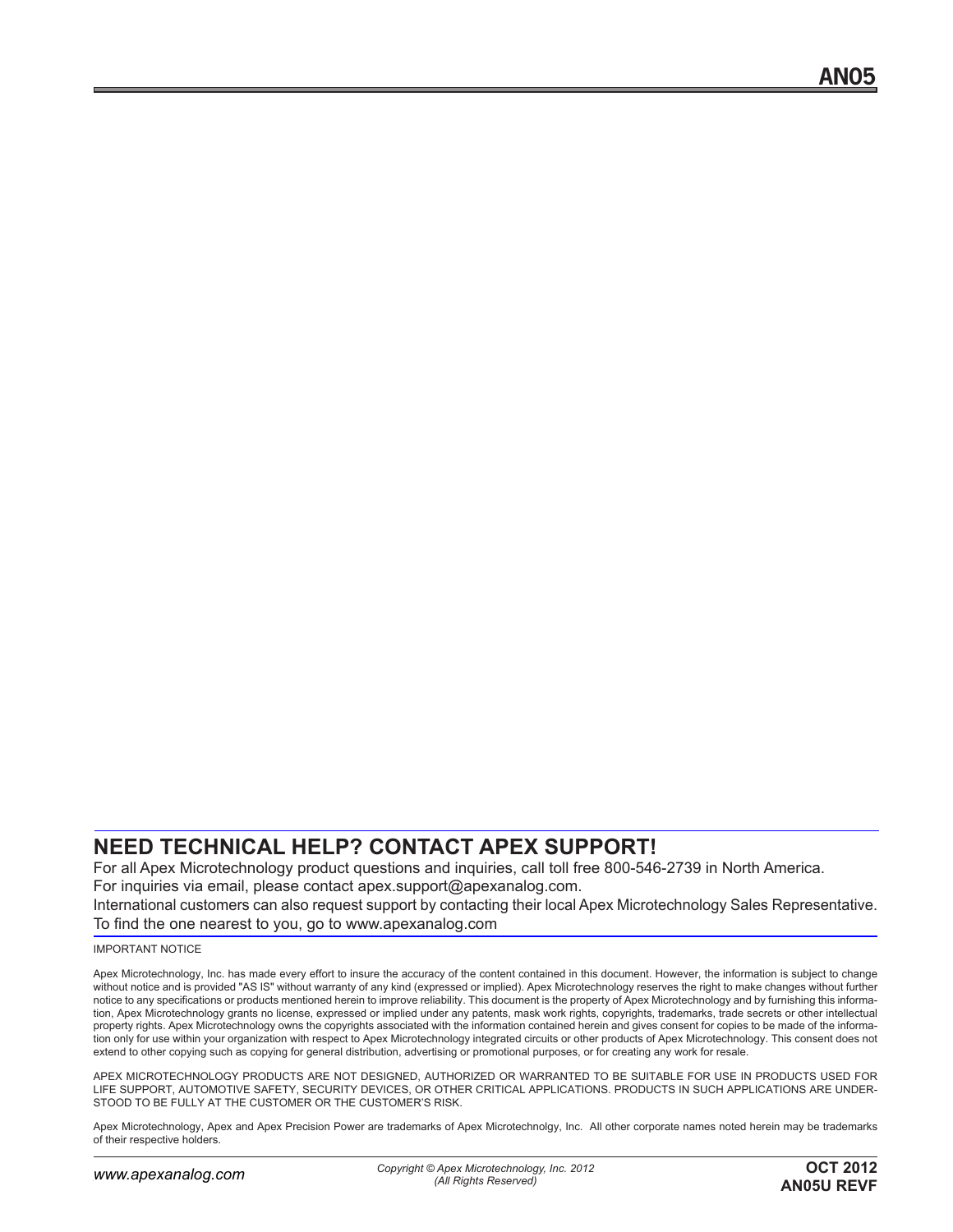## NEED TECHNICAL HELP? CONTACT APEX SUPPORT!

For all Apex Microtechnology product questions and inquiries, call toll free 800-546-2739 in North America.
For inquiries via email, please contact apex.support@apexanalog.com.
International customers can also request support by contacting their local Apex Microtechnology Sales Representative.
To find the one nearest to you, go to www.apexanalog.com

IMPORTANT NOTICE

Apex Microtechnology, Inc. has made every effort to insure the accuracy of the content contained in this document. However, the information is subject to change without notice and is provided "AS IS" without warranty of any kind (expressed or implied). Apex Microtechnology reserves the right to make changes without further notice to any specifications or products mentioned herein to improve reliability. This document is the property of Apex Microtechnology and by furnishing this information, Apex Microtechnology grants no license, expressed or implied under any patents, mask work rights, copyrights, trademarks, trade secrets or other intellectual property rights. Apex Microtechnology owns the copyrights associated with the information contained herein and gives consent for copies to be made of the information only for use within your organization with respect to Apex Microtechnology integrated circuits or other products of Apex Microtechnology. This consent does not extend to other copying such as copying for general distribution, advertising or promotional purposes, or for creating any work for resale.

APEX MICROTECHNOLOGY PRODUCTS ARE NOT DESIGNED, AUTHORIZED OR WARRANTED TO BE SUITABLE FOR USE IN PRODUCTS USED FOR LIFE SUPPORT, AUTOMOTIVE SAFETY, SECURITY DEVICES, OR OTHER CRITICAL APPLICATIONS. PRODUCTS IN SUCH APPLICATIONS ARE UNDERSTOOD TO BE FULLY AT THE CUSTOMER OR THE CUSTOMER'S RISK.

Apex Microtechnology, Apex and Apex Precision Power are trademarks of Apex Microtechnolgy, Inc. All other corporate names noted herein may be trademarks of their respective holders.

*Copyright © Apex Microtechnology, Inc. 2012*
*(All Rights Reserved)*

**OCT 2012**
**AN05U REVF**